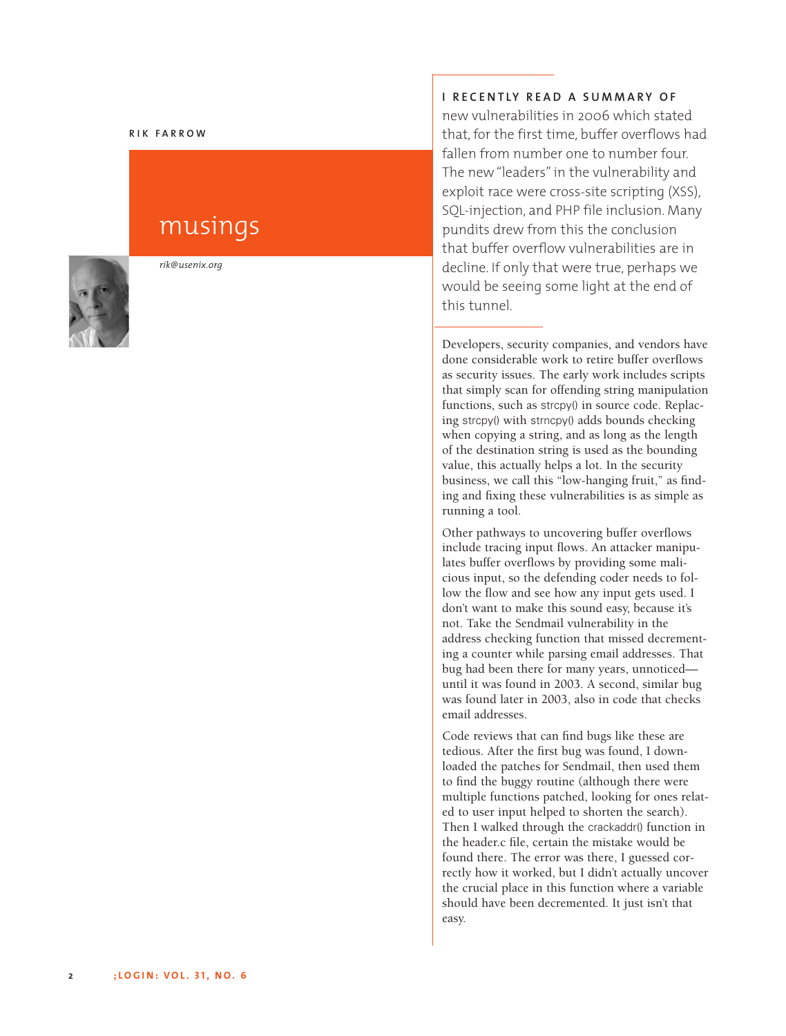RIK FARROW

# musings

*rik@usenix.org*

**I RECENTLY READ A SUMMARY OF** new vulnerabilities in 2006 which stated that, for the first time, buffer overflows had fallen from number one to number four. The new "leaders" in the vulnerability and exploit race were cross-site scripting (XSS), SQL-injection, and PHP file inclusion. Many pundits drew from this the conclusion that buffer overflow vulnerabilities are in decline. If only that were true, perhaps we would be seeing some light at the end of this tunnel.

Developers, security companies, and vendors have done considerable work to retire buffer overflows as security issues. The early work includes scripts that simply scan for offending string manipulation functions, such as strcpy() in source code. Replacing strcpy() with strncpy() adds bounds checking when copying a string, and as long as the length of the destination string is used as the bounding value, this actually helps a lot. In the security business, we call this "low-hanging fruit," as finding and fixing these vulnerabilities is as simple as running a tool.

Other pathways to uncovering buffer overflows include tracing input flows. An attacker manipulates buffer overflows by providing some malicious input, so the defending coder needs to follow the flow and see how any input gets used. I don't want to make this sound easy, because it's not. Take the Sendmail vulnerability in the address checking function that missed decrementing a counter while parsing email addresses. That bug had been there for many years, unnoticed—until it was found in 2003. A second, similar bug was found later in 2003, also in code that checks email addresses.

Code reviews that can find bugs like these are tedious. After the first bug was found, I downloaded the patches for Sendmail, then used them to find the buggy routine (although there were multiple functions patched, looking for ones related to user input helped to shorten the search). Then I walked through the crackaddr() function in the header.c file, certain the mistake would be found there. The error was there, I guessed correctly how it worked, but I didn't actually uncover the crucial place in this function where a variable should have been decremented. It just isn't that easy.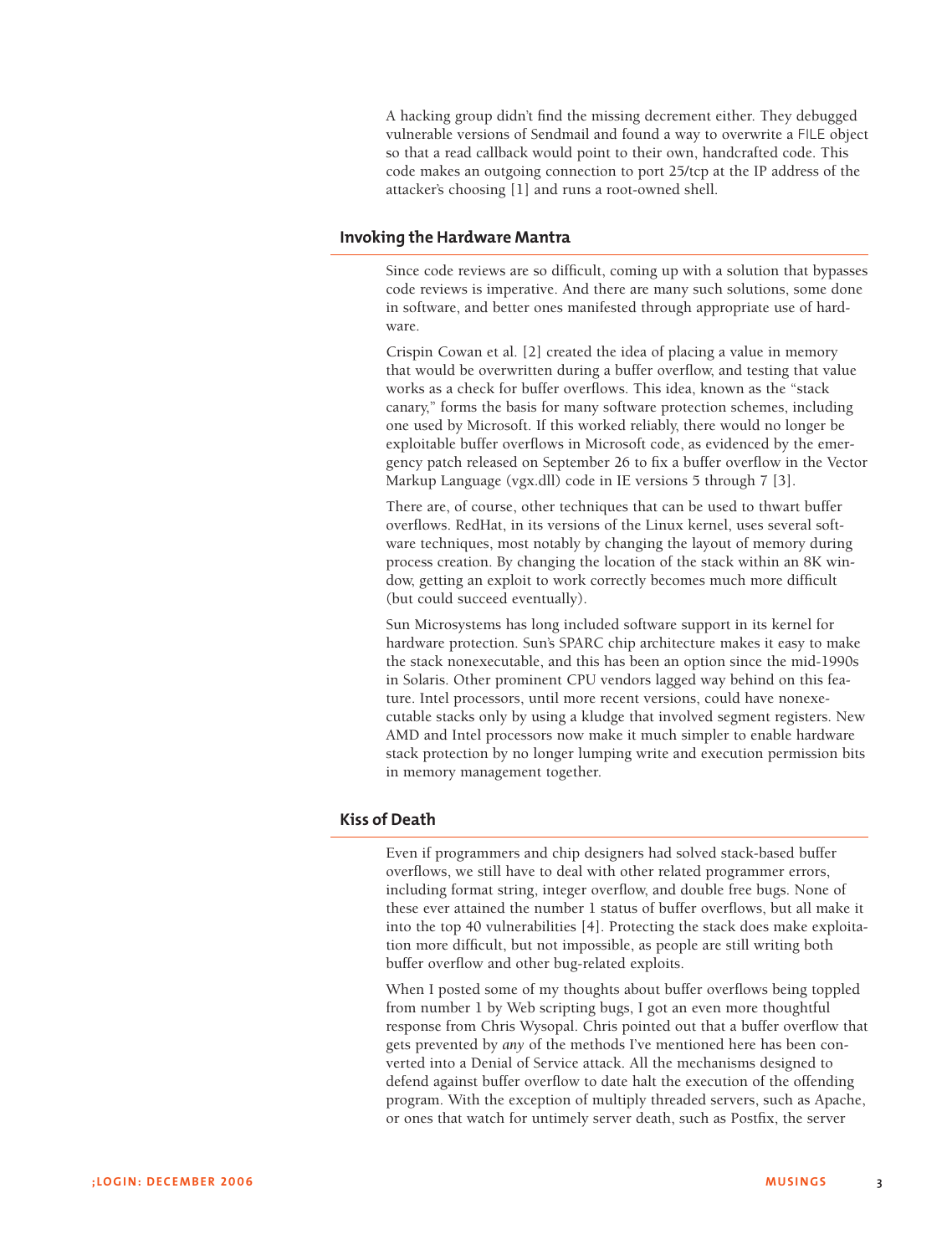A hacking group didn't find the missing decrement either. They debugged vulnerable versions of Sendmail and found a way to overwrite a FILE object so that a read callback would point to their own, handcrafted code. This code makes an outgoing connection to port 25/tcp at the IP address of the attacker's choosing [1] and runs a root-owned shell.

## Invoking the Hardware Mantra

Since code reviews are so difficult, coming up with a solution that bypasses code reviews is imperative. And there are many such solutions, some done in software, and better ones manifested through appropriate use of hardware.

Crispin Cowan et al. [2] created the idea of placing a value in memory that would be overwritten during a buffer overflow, and testing that value works as a check for buffer overflows. This idea, known as the "stack canary," forms the basis for many software protection schemes, including one used by Microsoft. If this worked reliably, there would no longer be exploitable buffer overflows in Microsoft code, as evidenced by the emergency patch released on September 26 to fix a buffer overflow in the Vector Markup Language (vgx.dll) code in IE versions 5 through 7 [3].

There are, of course, other techniques that can be used to thwart buffer overflows. RedHat, in its versions of the Linux kernel, uses several software techniques, most notably by changing the layout of memory during process creation. By changing the location of the stack within an 8K window, getting an exploit to work correctly becomes much more difficult (but could succeed eventually).

Sun Microsystems has long included software support in its kernel for hardware protection. Sun's SPARC chip architecture makes it easy to make the stack nonexecutable, and this has been an option since the mid-1990s in Solaris. Other prominent CPU vendors lagged way behind on this feature. Intel processors, until more recent versions, could have nonexecutable stacks only by using a kludge that involved segment registers. New AMD and Intel processors now make it much simpler to enable hardware stack protection by no longer lumping write and execution permission bits in memory management together.

## Kiss of Death

Even if programmers and chip designers had solved stack-based buffer overflows, we still have to deal with other related programmer errors, including format string, integer overflow, and double free bugs. None of these ever attained the number 1 status of buffer overflows, but all make it into the top 40 vulnerabilities [4]. Protecting the stack does make exploitation more difficult, but not impossible, as people are still writing both buffer overflow and other bug-related exploits.

When I posted some of my thoughts about buffer overflows being toppled from number 1 by Web scripting bugs, I got an even more thoughtful response from Chris Wysopal. Chris pointed out that a buffer overflow that gets prevented by *any* of the methods I've mentioned here has been converted into a Denial of Service attack. All the mechanisms designed to defend against buffer overflow to date halt the execution of the offending program. With the exception of multiply threaded servers, such as Apache, or ones that watch for untimely server death, such as Postfix, the server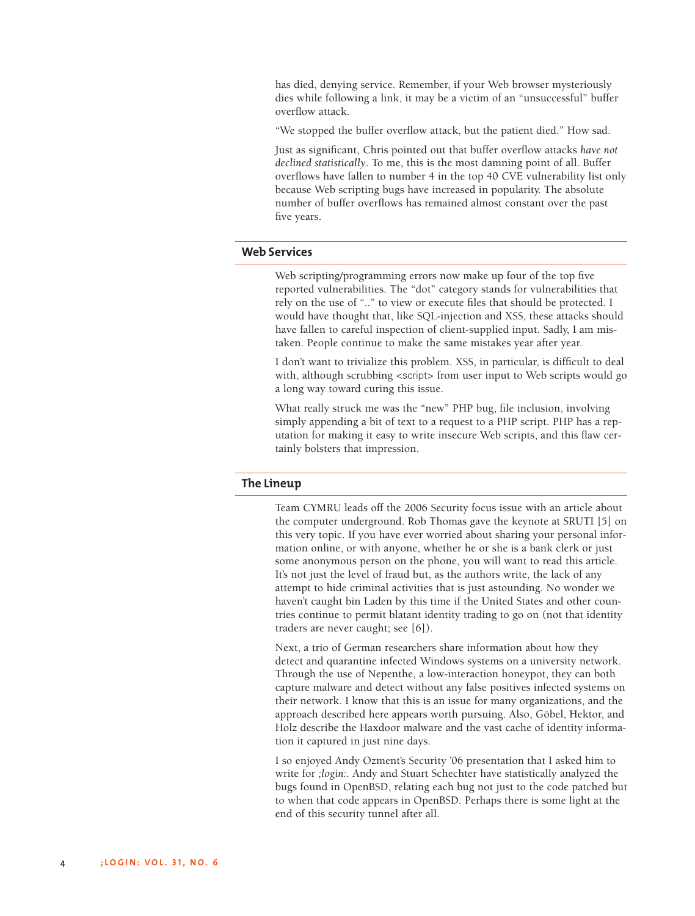has died, denying service. Remember, if your Web browser mysteriously dies while following a link, it may be a victim of an "unsuccessful" buffer overflow attack.

"We stopped the buffer overflow attack, but the patient died." How sad.

Just as significant, Chris pointed out that buffer overflow attacks *have not declined statistically*. To me, this is the most damning point of all. Buffer overflows have fallen to number 4 in the top 40 CVE vulnerability list only because Web scripting bugs have increased in popularity. The absolute number of buffer overflows has remained almost constant over the past five years.

## Web Services

Web scripting/programming errors now make up four of the top five reported vulnerabilities. The "dot" category stands for vulnerabilities that rely on the use of ".." to view or execute files that should be protected. I would have thought that, like SQL-injection and XSS, these attacks should have fallen to careful inspection of client-supplied input. Sadly, I am mistaken. People continue to make the same mistakes year after year.

I don't want to trivialize this problem. XSS, in particular, is difficult to deal with, although scrubbing `<script>` from user input to Web scripts would go a long way toward curing this issue.

What really struck me was the "new" PHP bug, file inclusion, involving simply appending a bit of text to a request to a PHP script. PHP has a reputation for making it easy to write insecure Web scripts, and this flaw certainly bolsters that impression.

## The Lineup

Team CYMRU leads off the 2006 Security focus issue with an article about the computer underground. Rob Thomas gave the keynote at SRUTI [5] on this very topic. If you have ever worried about sharing your personal information online, or with anyone, whether he or she is a bank clerk or just some anonymous person on the phone, you will want to read this article. It's not just the level of fraud but, as the authors write, the lack of any attempt to hide criminal activities that is just astounding. No wonder we haven't caught bin Laden by this time if the United States and other countries continue to permit blatant identity trading to go on (not that identity traders are never caught; see [6]).

Next, a trio of German researchers share information about how they detect and quarantine infected Windows systems on a university network. Through the use of Nepenthe, a low-interaction honeypot, they can both capture malware and detect without any false positives infected systems on their network. I know that this is an issue for many organizations, and the approach described here appears worth pursuing. Also, Göbel, Hektor, and Holz describe the Haxdoor malware and the vast cache of identity information it captured in just nine days.

I so enjoyed Andy Ozment's Security '06 presentation that I asked him to write for *;login:*. Andy and Stuart Schechter have statistically analyzed the bugs found in OpenBSD, relating each bug not just to the code patched but to when that code appears in OpenBSD. Perhaps there is some light at the end of this security tunnel after all.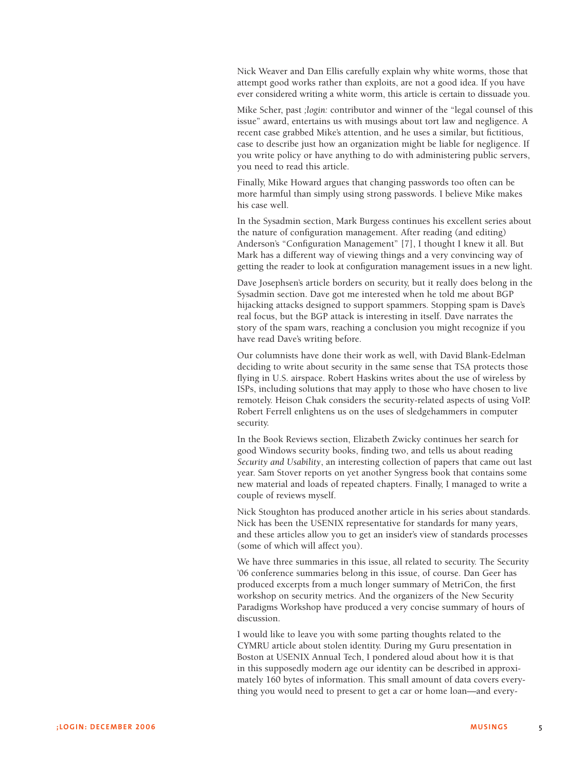Nick Weaver and Dan Ellis carefully explain why white worms, those that attempt good works rather than exploits, are not a good idea. If you have ever considered writing a white worm, this article is certain to dissuade you.

Mike Scher, past *;login:* contributor and winner of the "legal counsel of this issue" award, entertains us with musings about tort law and negligence. A recent case grabbed Mike's attention, and he uses a similar, but fictitious, case to describe just how an organization might be liable for negligence. If you write policy or have anything to do with administering public servers, you need to read this article.

Finally, Mike Howard argues that changing passwords too often can be more harmful than simply using strong passwords. I believe Mike makes his case well.

In the Sysadmin section, Mark Burgess continues his excellent series about the nature of configuration management. After reading (and editing) Anderson's "Configuration Management" [7], I thought I knew it all. But Mark has a different way of viewing things and a very convincing way of getting the reader to look at configuration management issues in a new light.

Dave Josephsen's article borders on security, but it really does belong in the Sysadmin section. Dave got me interested when he told me about BGP hijacking attacks designed to support spammers. Stopping spam is Dave's real focus, but the BGP attack is interesting in itself. Dave narrates the story of the spam wars, reaching a conclusion you might recognize if you have read Dave's writing before.

Our columnists have done their work as well, with David Blank-Edelman deciding to write about security in the same sense that TSA protects those flying in U.S. airspace. Robert Haskins writes about the use of wireless by ISPs, including solutions that may apply to those who have chosen to live remotely. Heison Chak considers the security-related aspects of using VoIP. Robert Ferrell enlightens us on the uses of sledgehammers in computer security.

In the Book Reviews section, Elizabeth Zwicky continues her search for good Windows security books, finding two, and tells us about reading *Security and Usability*, an interesting collection of papers that came out last year. Sam Stover reports on yet another Syngress book that contains some new material and loads of repeated chapters. Finally, I managed to write a couple of reviews myself.

Nick Stoughton has produced another article in his series about standards. Nick has been the USENIX representative for standards for many years, and these articles allow you to get an insider's view of standards processes (some of which will affect you).

We have three summaries in this issue, all related to security. The Security '06 conference summaries belong in this issue, of course. Dan Geer has produced excerpts from a much longer summary of MetriCon, the first workshop on security metrics. And the organizers of the New Security Paradigms Workshop have produced a very concise summary of hours of discussion.

I would like to leave you with some parting thoughts related to the CYMRU article about stolen identity. During my Guru presentation in Boston at USENIX Annual Tech, I pondered aloud about how it is that in this supposedly modern age our identity can be described in approximately 160 bytes of information. This small amount of data covers everything you would need to present to get a car or home loan—and every-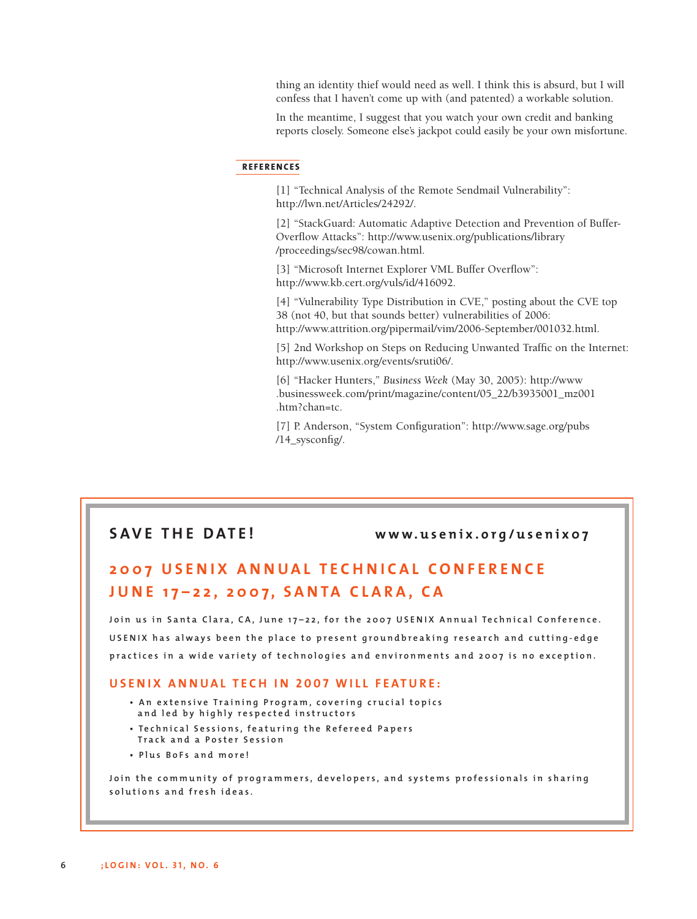thing an identity thief would need as well. I think this is absurd, but I will confess that I haven't come up with (and patented) a workable solution.

In the meantime, I suggest that you watch your own credit and banking reports closely. Someone else's jackpot could easily be your own misfortune.

## REFERENCES

[1] "Technical Analysis of the Remote Sendmail Vulnerability": http://lwn.net/Articles/24292/.

[2] "StackGuard: Automatic Adaptive Detection and Prevention of Buffer-Overflow Attacks": http://www.usenix.org/publications/library/proceedings/sec98/cowan.html.

[3] "Microsoft Internet Explorer VML Buffer Overflow": http://www.kb.cert.org/vuls/id/416092.

[4] "Vulnerability Type Distribution in CVE," posting about the CVE top 38 (not 40, but that sounds better) vulnerabilities of 2006: http://www.attrition.org/pipermail/vim/2006-September/001032.html.

[5] 2nd Workshop on Steps on Reducing Unwanted Traffic on the Internet: http://www.usenix.org/events/sruti06/.

[6] "Hacker Hunters," *Business Week* (May 30, 2005): http://www.businessweek.com/print/magazine/content/05_22/b3935001_mz001.htm?chan=tc.

[7] P. Anderson, "System Configuration": http://www.sage.org/pubs/14_sysconfig/.

---

**SAVE THE DATE!** **www.usenix.org/usenix07**

## 2007 USENIX ANNUAL TECHNICAL CONFERENCE
## JUNE 17–22, 2007, SANTA CLARA, CA

Join us in Santa Clara, CA, June 17–22, for the 2007 USENIX Annual Technical Conference. USENIX has always been the place to present groundbreaking research and cutting-edge practices in a wide variety of technologies and environments and 2007 is no exception.

### USENIX ANNUAL TECH IN 2007 WILL FEATURE:

- An extensive Training Program, covering crucial topics and led by highly respected instructors
- Technical Sessions, featuring the Refereed Papers Track and a Poster Session
- Plus BoFs and more!

Join the community of programmers, developers, and systems professionals in sharing solutions and fresh ideas.